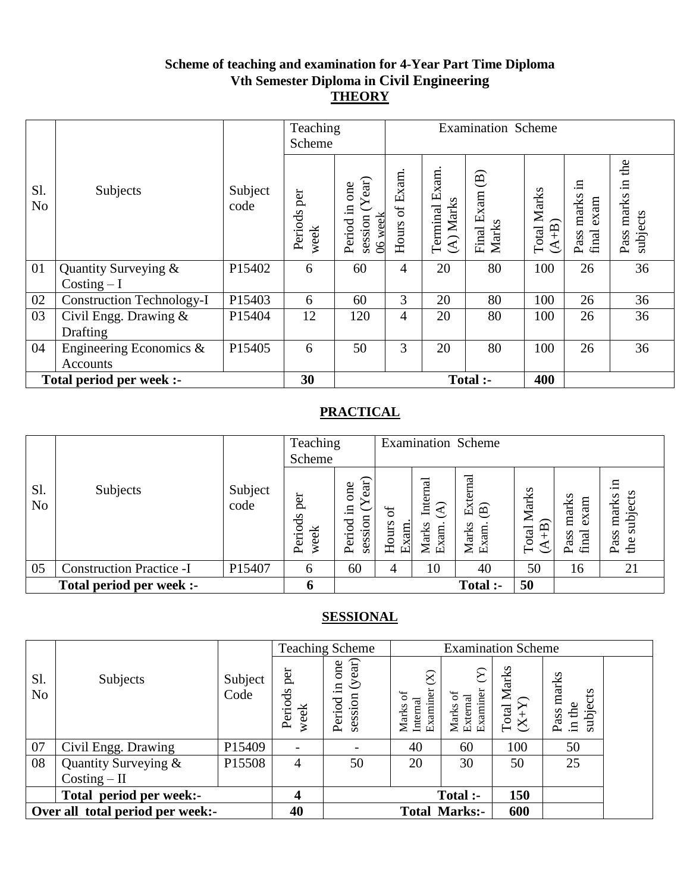**Scheme of teaching and examination for 4-Year Part Time Diploma**
**Vth Semester Diploma in Civil Engineering**

## THEORY

| Sl. No | Subjects | Subject code | Teaching Scheme | | Examination Scheme | | | | | |
|---|---|---|---|---|---|---|---|---|---|---|
| | | | Periods per week | Period in one session (Year) 06 week | Hours of Exam. | Terminal Exam. (A) Marks | Final Exam (B) Marks | Total Marks (A+B) | Pass marks in final exam | Pass marks in the subjects |
| 01 | Quantity Surveying & Costing – I | P15402 | 6 | 60 | 4 | 20 | 80 | 100 | 26 | 36 |
| 02 | Construction Technology-I | P15403 | 6 | 60 | 3 | 20 | 80 | 100 | 26 | 36 |
| 03 | Civil Engg. Drawing & Drafting | P15404 | 12 | 120 | 4 | 20 | 80 | 100 | 26 | 36 |
| 04 | Engineering Economics & Accounts | P15405 | 6 | 50 | 3 | 20 | 80 | 100 | 26 | 36 |
| **Total period per week :-** | | | **30** | | | | **Total :-** | **400** | | |

## PRACTICAL

| Sl. No | Subjects | Subject code | Teaching Scheme | | Examination Scheme | | | | | |
|---|---|---|---|---|---|---|---|---|---|---|
| | | | Periods per week | Period in one session (Year) | Hours of Exam. | Marks Internal Exam. (A) | Marks External Exam. (B) | Total Marks (A+B) | Pass marks final exam | Pass marks in the subjects |
| 05 | Construction Practice -I | P15407 | 6 | 60 | 4 | 10 | 40 | 50 | 16 | 21 |
| **Total period per week :-** | | | **6** | | | | **Total :-** | **50** | | |

## SESSIONAL

| Sl. No | Subjects | Subject Code | Teaching Scheme | | Examination Scheme | | | |
|---|---|---|---|---|---|---|---|---|
| | | | Periods per week | Period in one session (year) | Marks of Internal Examiner (X) | Marks of External Examiner (Y) | Total Marks (X+Y) | Pass marks in the subjects |
| 07 | Civil Engg. Drawing | P15409 | - | - | 40 | 60 | 100 | 50 |
| 08 | Quantity Surveying & Costing – II | P15508 | 4 | 50 | 20 | 30 | 50 | 25 |
| | **Total period per week:-** | | **4** | | | **Total :-** | **150** | |
| **Over all total period per week:-** | | | **40** | | | **Total Marks:-** | **600** | |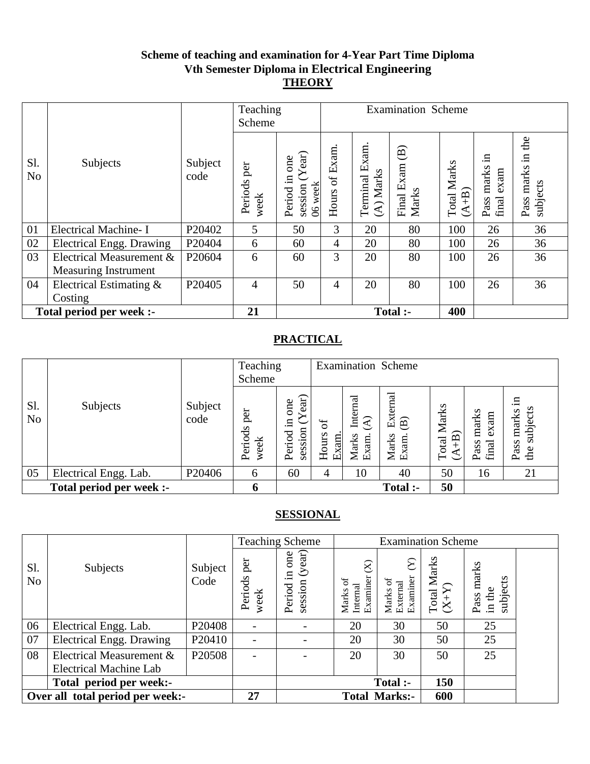**Scheme of teaching and examination for 4-Year Part Time Diploma**
**Vth Semester Diploma in Electrical Engineering**

## THEORY

| Sl. No | Subjects | Subject code | Teaching Scheme | | Examination Scheme | | | | | |
|---|---|---|---|---|---|---|---|---|---|---|
| | | | Periods per week | Period in one session (Year) 06 week | Hours of Exam. | Terminal Exam. (A) Marks | Final Exam (B) Marks | Total Marks (A+B) | Pass marks in final exam | Pass marks in the subjects |
| 01 | Electrical Machine- I | P20402 | 5 | 50 | 3 | 20 | 80 | 100 | 26 | 36 |
| 02 | Electrical Engg. Drawing | P20404 | 6 | 60 | 4 | 20 | 80 | 100 | 26 | 36 |
| 03 | Electrical Measurement & Measuring Instrument | P20604 | 6 | 60 | 3 | 20 | 80 | 100 | 26 | 36 |
| 04 | Electrical Estimating & Costing | P20405 | 4 | 50 | 4 | 20 | 80 | 100 | 26 | 36 |
| **Total period per week :-** | | | **21** | | | | **Total :-** | **400** | | |

## PRACTICAL

| Sl. No | Subjects | Subject code | Teaching Scheme | | Examination Scheme | | | | | |
|---|---|---|---|---|---|---|---|---|---|---|
| | | | Periods per week | Period in one session (Year) | Hours of Exam. | Marks Internal Exam. (A) | Marks External Exam. (B) | Total Marks (A+B) | Pass marks final exam | Pass marks in the subjects |
| 05 | Electrical Engg. Lab. | P20406 | 6 | 60 | 4 | 10 | 40 | 50 | 16 | 21 |
| **Total period per week :-** | | | **6** | | | | **Total :-** | **50** | | |

## SESSIONAL

| Sl. No | Subjects | Subject Code | Teaching Scheme | | Examination Scheme | | | |
|---|---|---|---|---|---|---|---|---|
| | | | Periods per week | Period in one session (year) | Marks of Internal Examiner (X) | Marks of External Examiner (Y) | Total Marks (X+Y) | Pass marks in the subjects |
| 06 | Electrical Engg. Lab. | P20408 | - | - | 20 | 30 | 50 | 25 |
| 07 | Electrical Engg. Drawing | P20410 | - | - | 20 | 30 | 50 | 25 |
| 08 | Electrical Measurement & Electrical Machine Lab | P20508 | - | - | 20 | 30 | 50 | 25 |
| | **Total period per week:-** | | | | | **Total :-** | **150** | |
| **Over all total period per week:-** | | | **27** | | | **Total Marks:-** | **600** | |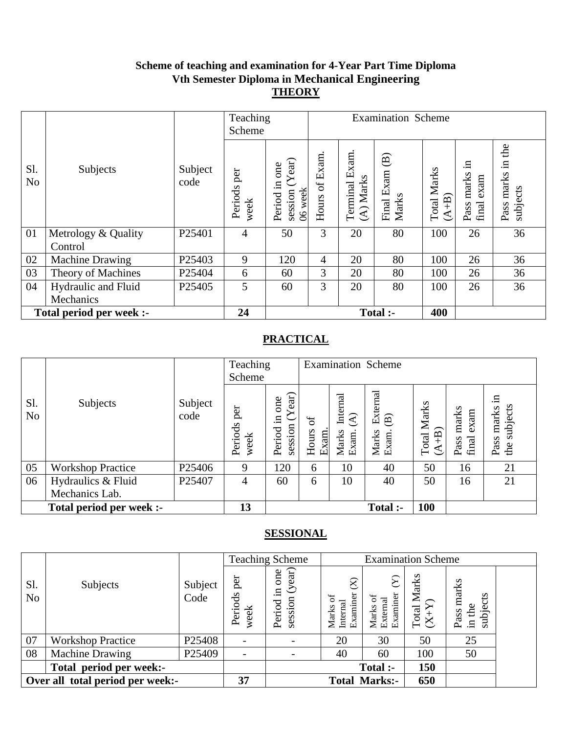**Scheme of teaching and examination for 4-Year Part Time Diploma**
**Vth Semester Diploma in Mechanical Engineering**

## THEORY

| Sl. No | Subjects | Subject code | Teaching Scheme | | Examination Scheme | | | | | |
|---|---|---|---|---|---|---|---|---|---|---|
| | | | Periods per week | Period in one session (Year) 06 week | Hours of Exam. | Terminal Exam. (A) Marks | Final Exam (B) Marks | Total Marks (A+B) | Pass marks in final exam | Pass marks in the subjects |
| 01 | Metrology & Quality Control | P25401 | 4 | 50 | 3 | 20 | 80 | 100 | 26 | 36 |
| 02 | Machine Drawing | P25403 | 9 | 120 | 4 | 20 | 80 | 100 | 26 | 36 |
| 03 | Theory of Machines | P25404 | 6 | 60 | 3 | 20 | 80 | 100 | 26 | 36 |
| 04 | Hydraulic and Fluid Mechanics | P25405 | 5 | 60 | 3 | 20 | 80 | 100 | 26 | 36 |
| **Total period per week :-** | | | **24** | | | | **Total :-** | **400** | | |

## PRACTICAL

| Sl. No | Subjects | Subject code | Teaching Scheme | | Examination Scheme | | | | | |
|---|---|---|---|---|---|---|---|---|---|---|
| | | | Periods per week | Period in one session (Year) | Hours of Exam. | Marks Internal Exam. (A) | Marks External Exam. (B) | Total Marks (A+B) | Pass marks final exam | Pass marks in the subjects |
| 05 | Workshop Practice | P25406 | 9 | 120 | 6 | 10 | 40 | 50 | 16 | 21 |
| 06 | Hydraulics & Fluid Mechanics Lab. | P25407 | 4 | 60 | 6 | 10 | 40 | 50 | 16 | 21 |
| **Total period per week :-** | | | **13** | | | | **Total :-** | **100** | | |

## SESSIONAL

| Sl. No | Subjects | Subject Code | Teaching Scheme | | Examination Scheme | | | | |
|---|---|---|---|---|---|---|---|---|---|
| | | | Periods per week | Period in one session (year) | Marks of Internal Examiner (X) | Marks of External Examiner (Y) | Total Marks (X+Y) | Pass marks in the subjects | |
| 07 | Workshop Practice | P25408 | - | - | 20 | 30 | 50 | 25 | |
| 08 | Machine Drawing | P25409 | - | - | 40 | 60 | 100 | 50 | |
| | **Total period per week:-** | | | | | **Total :-** | **150** | | |
| **Over all total period per week:-** | | | **37** | | | **Total Marks:-** | **650** | | |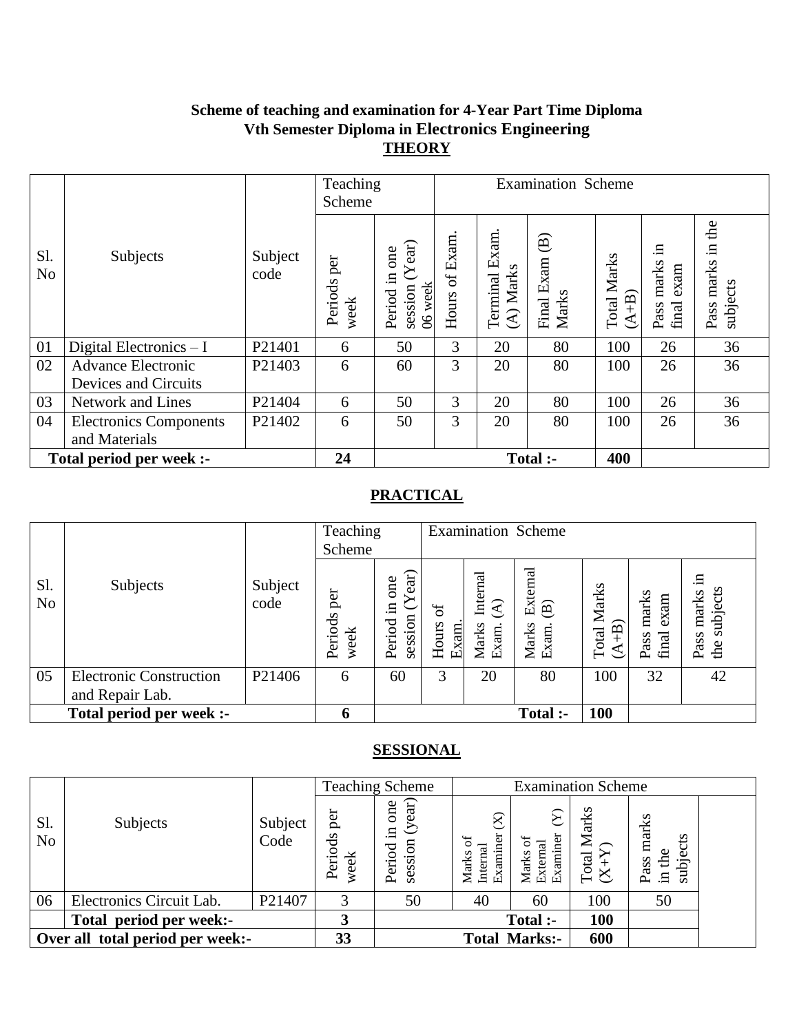**Scheme of teaching and examination for 4-Year Part Time Diploma**
**Vth Semester Diploma in Electronics Engineering**

## THEORY

| Sl. No | Subjects | Subject code | Teaching Scheme | | Examination Scheme | | | | | |
|---|---|---|---|---|---|---|---|---|---|---|
| | | | Periods per week | Period in one session (Year) 06 week | Hours of Exam. | Terminal Exam. (A) Marks | Final Exam (B) Marks | Total Marks (A+B) | Pass marks in final exam | Pass marks in the subjects |
| 01 | Digital Electronics – I | P21401 | 6 | 50 | 3 | 20 | 80 | 100 | 26 | 36 |
| 02 | Advance Electronic Devices and Circuits | P21403 | 6 | 60 | 3 | 20 | 80 | 100 | 26 | 36 |
| 03 | Network and Lines | P21404 | 6 | 50 | 3 | 20 | 80 | 100 | 26 | 36 |
| 04 | Electronics Components and Materials | P21402 | 6 | 50 | 3 | 20 | 80 | 100 | 26 | 36 |
| **Total period per week :-** | | | **24** | | | | **Total :-** | **400** | | |

## PRACTICAL

| Sl. No | Subjects | Subject code | Teaching Scheme | | Examination Scheme | | | | | |
|---|---|---|---|---|---|---|---|---|---|---|
| | | | Periods per week | Period in one session (Year) | Hours of Exam. | Marks Internal Exam. (A) | Marks External Exam. (B) | Total Marks (A+B) | Pass marks final exam | Pass marks in the subjects |
| 05 | Electronic Construction and Repair Lab. | P21406 | 6 | 60 | 3 | 20 | 80 | 100 | 32 | 42 |
| **Total period per week :-** | | | **6** | | | | **Total :-** | **100** | | |

## SESSIONAL

| Sl. No | Subjects | Subject Code | Teaching Scheme | | Examination Scheme | | | |
|---|---|---|---|---|---|---|---|---|
| | | | Periods per week | Period in one session (year) | Marks of Internal Examiner (X) | Marks of External Examiner (Y) | Total Marks (X+Y) | Pass marks in the subjects |
| 06 | Electronics Circuit Lab. | P21407 | 3 | 50 | 40 | 60 | 100 | 50 |
| | **Total period per week:-** | | **3** | | | **Total :-** | **100** | |
| **Over all total period per week:-** | | | **33** | | | **Total Marks:-** | **600** | |